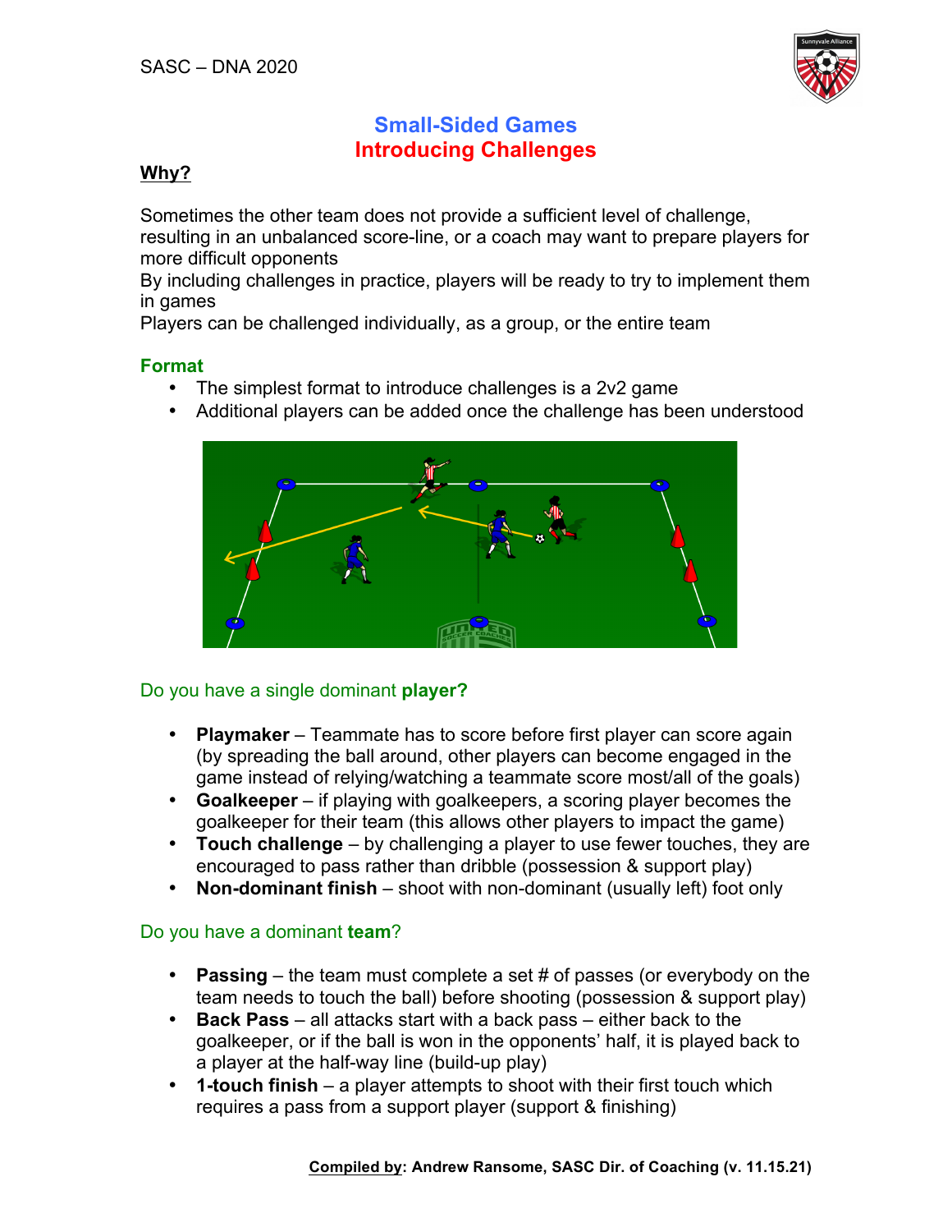# Small-Sided Games
## Introducing Challenges

**Why?**

Sometimes the other team does not provide a sufficient level of challenge, resulting in an unbalanced score-line, or a coach may want to prepare players for more difficult opponents
By including challenges in practice, players will be ready to try to implement them in games
Players can be challenged individually, as a group, or the entire team

### Format

- The simplest format to introduce challenges is a 2v2 game
- Additional players can be added once the challenge has been understood

### Do you have a single dominant **player?**

- **Playmaker** – Teammate has to score before first player can score again (by spreading the ball around, other players can become engaged in the game instead of relying/watching a teammate score most/all of the goals)
- **Goalkeeper** – if playing with goalkeepers, a scoring player becomes the goalkeeper for their team (this allows other players to impact the game)
- **Touch challenge** – by challenging a player to use fewer touches, they are encouraged to pass rather than dribble (possession & support play)
- **Non-dominant finish** – shoot with non-dominant (usually left) foot only

### Do you have a dominant **team**?

- **Passing** – the team must complete a set # of passes (or everybody on the team needs to touch the ball) before shooting (possession & support play)
- **Back Pass** – all attacks start with a back pass – either back to the goalkeeper, or if the ball is won in the opponents' half, it is played back to a player at the half-way line (build-up play)
- **1-touch finish** – a player attempts to shoot with their first touch which requires a pass from a support player (support & finishing)

**Compiled by: Andrew Ransome, SASC Dir. of Coaching (v. 11.15.21)**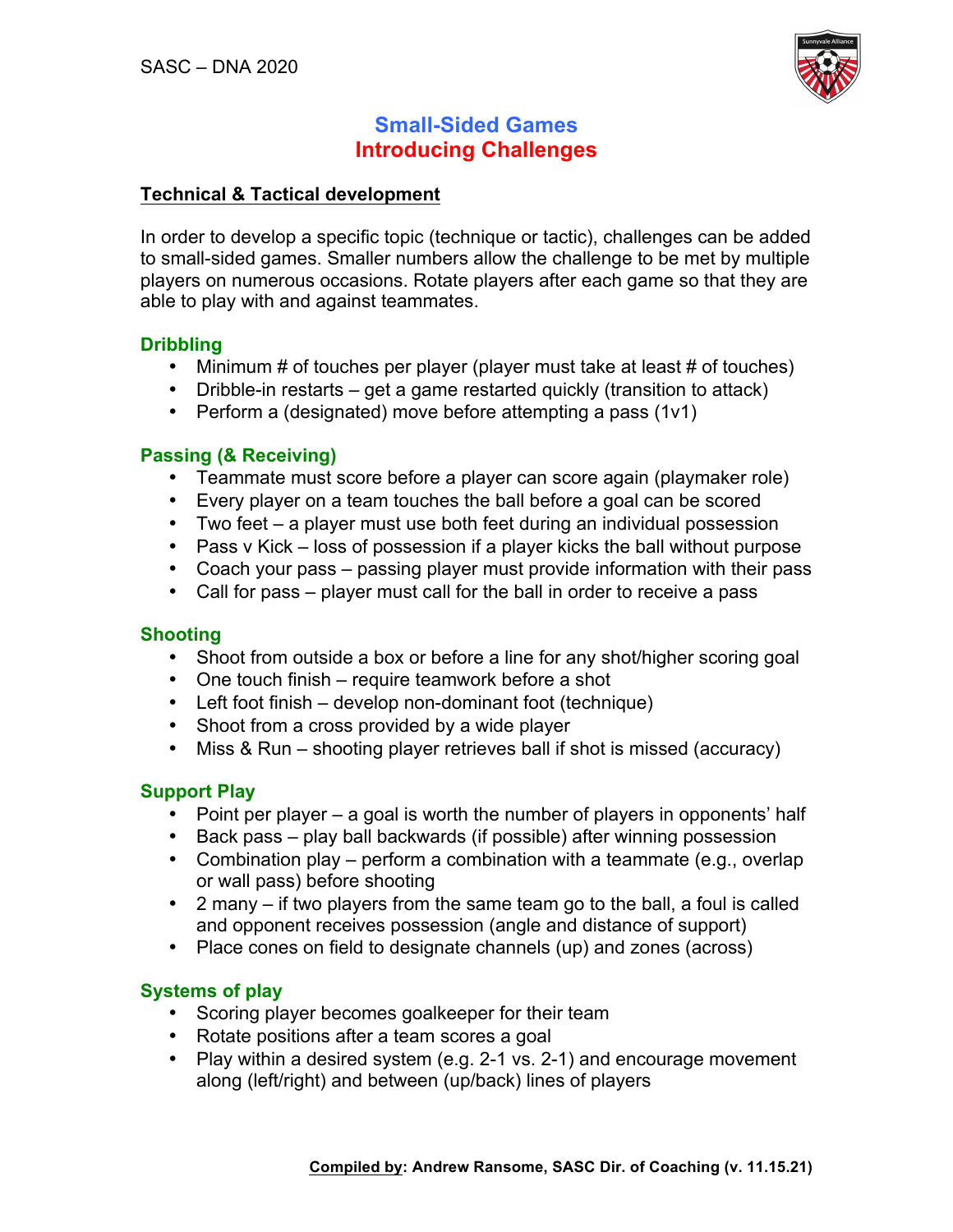SASC – DNA 2020

# Small-Sided Games
## Introducing Challenges

**Technical & Tactical development**

In order to develop a specific topic (technique or tactic), challenges can be added to small-sided games. Smaller numbers allow the challenge to be met by multiple players on numerous occasions. Rotate players after each game so that they are able to play with and against teammates.

### Dribbling

- Minimum # of touches per player (player must take at least # of touches)
- Dribble-in restarts – get a game restarted quickly (transition to attack)
- Perform a (designated) move before attempting a pass (1v1)

### Passing (& Receiving)

- Teammate must score before a player can score again (playmaker role)
- Every player on a team touches the ball before a goal can be scored
- Two feet – a player must use both feet during an individual possession
- Pass v Kick – loss of possession if a player kicks the ball without purpose
- Coach your pass – passing player must provide information with their pass
- Call for pass – player must call for the ball in order to receive a pass

### Shooting

- Shoot from outside a box or before a line for any shot/higher scoring goal
- One touch finish – require teamwork before a shot
- Left foot finish – develop non-dominant foot (technique)
- Shoot from a cross provided by a wide player
- Miss & Run – shooting player retrieves ball if shot is missed (accuracy)

### Support Play

- Point per player – a goal is worth the number of players in opponents' half
- Back pass – play ball backwards (if possible) after winning possession
- Combination play – perform a combination with a teammate (e.g., overlap or wall pass) before shooting
- 2 many – if two players from the same team go to the ball, a foul is called and opponent receives possession (angle and distance of support)
- Place cones on field to designate channels (up) and zones (across)

### Systems of play

- Scoring player becomes goalkeeper for their team
- Rotate positions after a team scores a goal
- Play within a desired system (e.g. 2-1 vs. 2-1) and encourage movement along (left/right) and between (up/back) lines of players

**Compiled by: Andrew Ransome, SASC Dir. of Coaching (v. 11.15.21)**